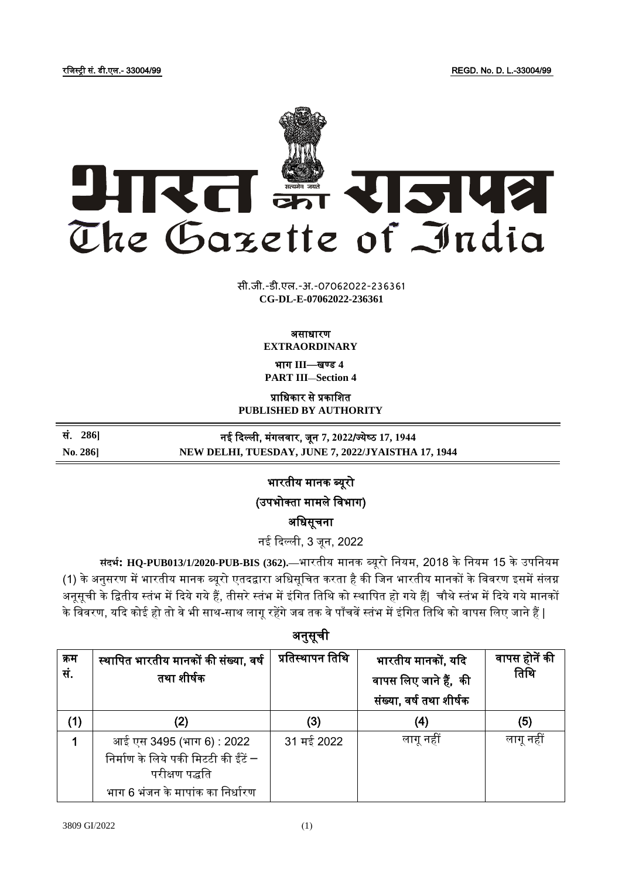रजिस्ट्री सं. डी.एल.- 33004/99 REGD. No. D. L.-33004/99

# भारत का राजपत्र
# The Gazette of India

सी.जी.-डी.एल.-अ.-07062022-236361
**CG-DL-E-07062022-236361**

**असाधारण**
**EXTRAORDINARY**

**भाग III—खण्ड 4**
**PART III—Section 4**

**प्राधिकार से प्रकाशित**
**PUBLISHED BY AUTHORITY**

| **सं. 286]** | **नई दिल्ली, मंगलवार, जून 7, 2022/ज्येष्ठ 17, 1944** |
|---|---|
| **No. 286]** | **NEW DELHI, TUESDAY, JUNE 7, 2022/JYAISTHA 17, 1944** |

## भारतीय मानक ब्यूरो

### (उपभोक्ता मामले विभाग)

### अधिसूचना

नई दिल्ली, 3 जून, 2022

**संदर्भ: HQ-PUB013/1/2020-PUB-BIS (362).**—भारतीय मानक ब्यूरो नियम, 2018 के नियम 15 के उपनियम (1) के अनुसरण में भारतीय मानक ब्यूरो एतदद्वारा अधिसूचित करता है की जिन भारतीय मानकों के विवरण इसमें संलग्न अनूसूची के द्वितीय स्तंभ में दिये गये हैं, तीसरे स्तंभ में इंगित तिथि को स्थापित हो गये हैं| चौथे स्तंभ में दिये गये मानकों के विवरण, यदि कोई हो तो वे भी साथ-साथ लागू रहेंगे जब तक वे पाँचवें स्तंभ में इंगित तिथि को वापस लिए जाने हैं |

### अनुसूची

| क्रम सं. | स्थापित भारतीय मानकों की संख्या, वर्ष तथा शीर्षक | प्रतिस्थापन तिथि | भारतीय मानकों, यदि वापस लिए जाने हैं, की संख्या, वर्ष तथा शीर्षक | वापस होनें की तिथि |
|---|---|---|---|---|
| (1) | (2) | (3) | (4) | (5) |
| 1 | आई एस 3495 (भाग 6) : 2022<br>निर्माण के लिये पकी मिटटी की ईंटें – परीक्षण पद्धति<br>भाग 6 भंजन के मापांक का निर्धारण | 31 मई 2022 | लागू नहीं | लागू नहीं |

3809 GI/2022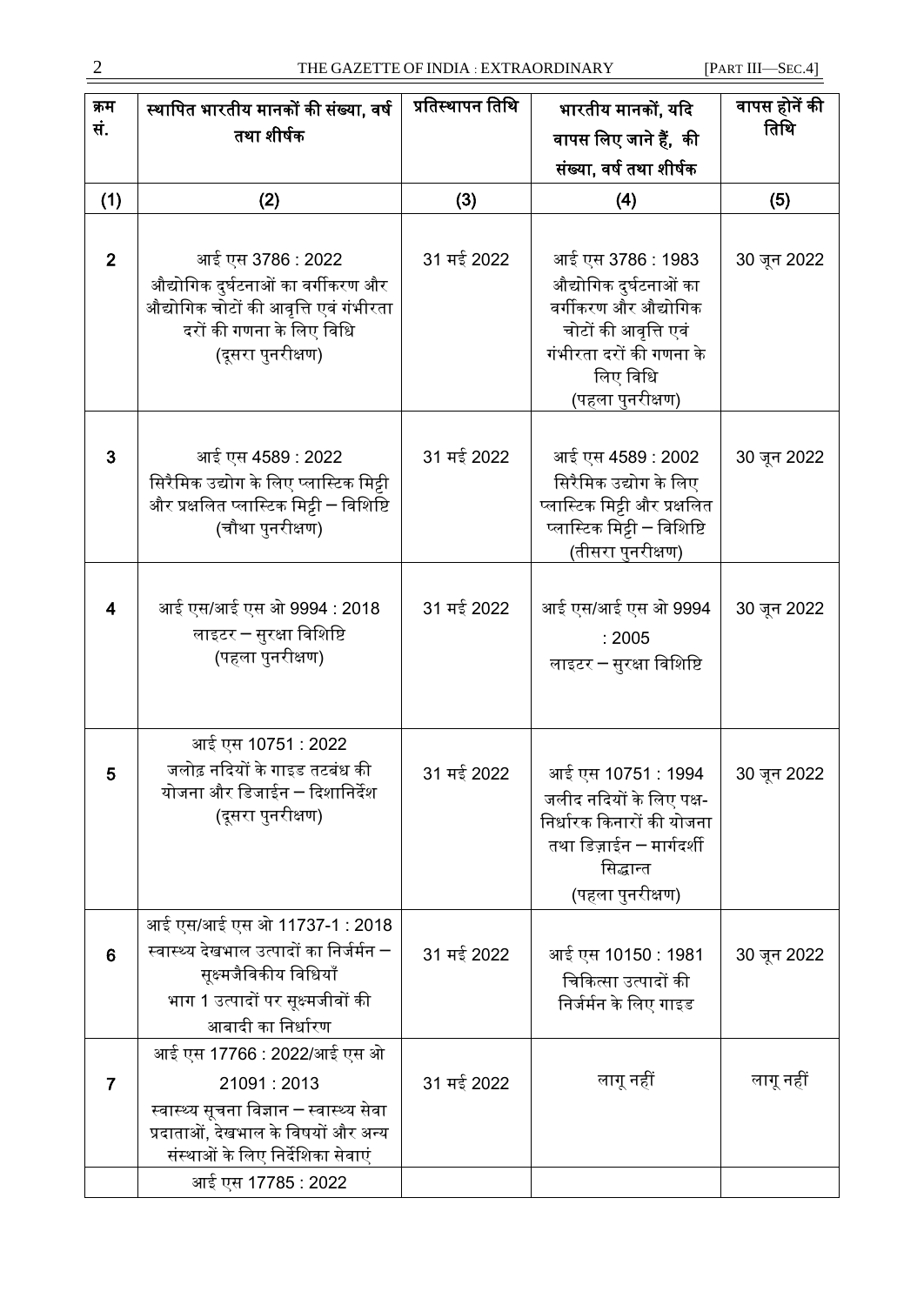| क्रम सं. | स्थापित भारतीय मानकों की संख्या, वर्ष तथा शीर्षक | प्रतिस्थापन तिथि | भारतीय मानकों, यदि वापस लिए जाने हैं, की संख्या, वर्ष तथा शीर्षक | वापस होनें की तिथि |
|---|---|---|---|---|
| (1) | (2) | (3) | (4) | (5) |
| 2 | आई एस 3786 : 2022 औद्योगिक दुर्घटनाओं का वर्गीकरण और औद्योगिक चोटों की आवृत्ति एवं गंभीरता दरों की गणना के लिए विधि (दूसरा पुनरीक्षण) | 31 मई 2022 | आई एस 3786 : 1983 औद्योगिक दुर्घटनाओं का वर्गीकरण और औद्योगिक चोटों की आवृत्ति एवं गंभीरता दरों की गणना के लिए विधि (पहला पुनरीक्षण) | 30 जून 2022 |
| 3 | आई एस 4589 : 2022 सिरैमिक उद्योग के लिए प्लास्टिक मिट्टी और प्रक्षलित प्लास्टिक मिट्टी – विशिष्टि (चौथा पुनरीक्षण) | 31 मई 2022 | आई एस 4589 : 2002 सिरैमिक उद्योग के लिए प्लास्टिक मिट्टी और प्रक्षलित प्लास्टिक मिट्टी – विशिष्टि (तीसरा पुनरीक्षण) | 30 जून 2022 |
| 4 | आई एस/आई एस ओ 9994 : 2018 लाइटर – सुरक्षा विशिष्टि (पहला पुनरीक्षण) | 31 मई 2022 | आई एस/आई एस ओ 9994 : 2005 लाइटर – सुरक्षा विशिष्टि | 30 जून 2022 |
| 5 | आई एस 10751 : 2022 जलोढ़ नदियों के गाइड तटबंध की योजना और डिजाईन – दिशानिर्देश (दूसरा पुनरीक्षण) | 31 मई 2022 | आई एस 10751 : 1994 जलोद नदियों के लिए पक्ष-निर्धारक किनारों की योजना तथा डिज़ाईन – मार्गदर्शी सिद्धान्त (पहला पुनरीक्षण) | 30 जून 2022 |
| 6 | आई एस/आई एस ओ 11737-1 : 2018 स्वास्थ्य देखभाल उत्पादों का निर्जर्मन – सूक्ष्मजैविकीय विधियाँ भाग 1 उत्पादों पर सूक्ष्मजीवों की आबादी का निर्धारण | 31 मई 2022 | आई एस 10150 : 1981 चिकित्सा उत्पादों की निर्जर्मन के लिए गाइड | 30 जून 2022 |
| 7 | आई एस 17766 : 2022/आई एस ओ 21091 : 2013 स्वास्थ्य सूचना विज्ञान – स्वास्थ्य सेवा प्रदाताओं, देखभाल के विषयों और अन्य संस्थाओं के लिए निर्देशिका सेवाएं | 31 मई 2022 | लागू नहीं | लागू नहीं |
| | आई एस 17785 : 2022 | | | |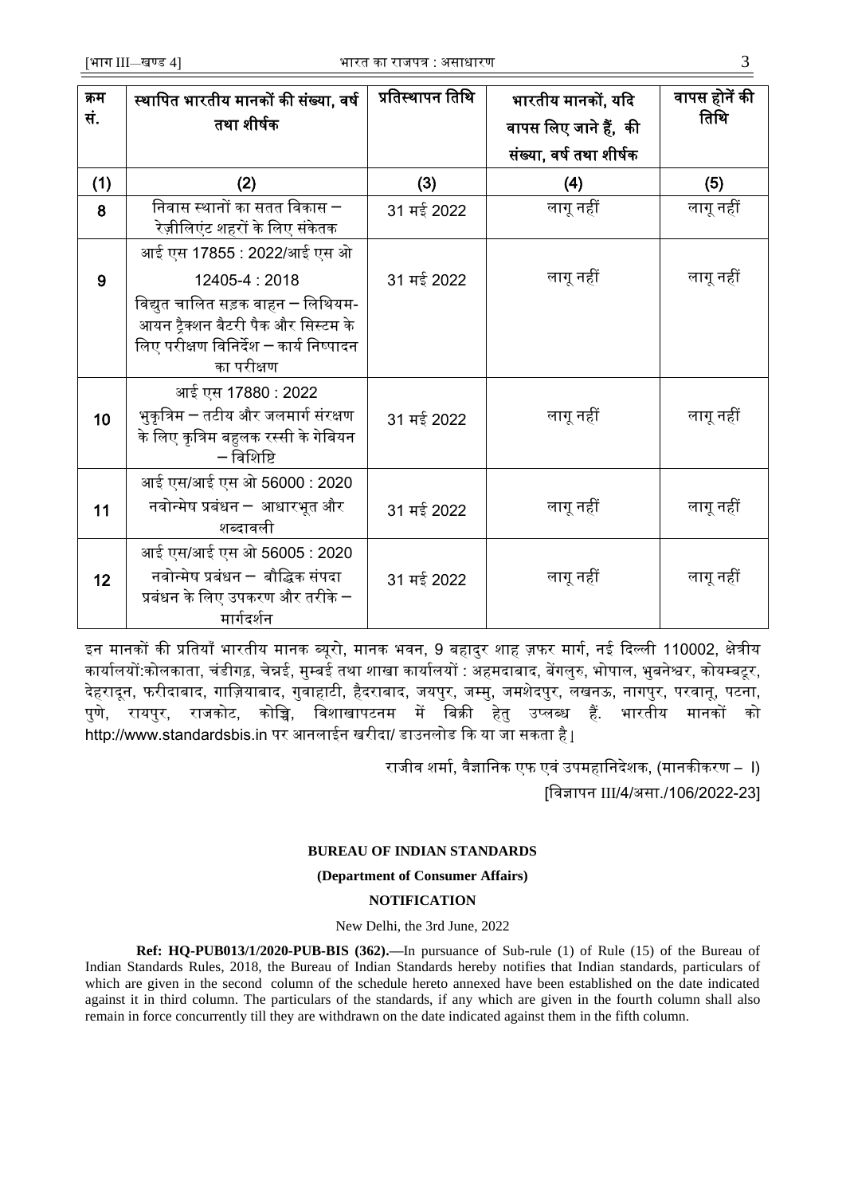| क्रम सं. | स्थापित भारतीय मानकों की संख्या, वर्ष तथा शीर्षक | प्रतिस्थापन तिथि | भारतीय मानकों, यदि वापस लिए जाने हैं, की संख्या, वर्ष तथा शीर्षक | वापस होनें की तिथि |
|---|---|---|---|---|
| (1) | (2) | (3) | (4) | (5) |
| 8 | निवास स्थानों का सतत विकास – रेज़ीलिएंट शहरों के लिए संकेतक | 31 मई 2022 | लागू नहीं | लागू नहीं |
| 9 | आई एस 17855 : 2022/आई एस ओ 12405-4 : 2018<br>विद्युत चालित सड़क वाहन – लिथियम-आयन ट्रैक्शन बैटरी पैक और सिस्टम के लिए परीक्षण विनिर्देश – कार्य निष्पादन का परीक्षण | 31 मई 2022 | लागू नहीं | लागू नहीं |
| 10 | आई एस 17880 : 2022<br>भुकृत्रिम – तटीय और जलमार्ग संरक्षण के लिए कृत्रिम बहुलक रस्सी के गेबियन – विशिष्टि | 31 मई 2022 | लागू नहीं | लागू नहीं |
| 11 | आई एस/आई एस ओ 56000 : 2020<br>नवोन्मेष प्रबंधन – आधारभूत और शब्दावली | 31 मई 2022 | लागू नहीं | लागू नहीं |
| 12 | आई एस/आई एस ओ 56005 : 2020<br>नवोन्मेष प्रबंधन – बौद्धिक संपदा प्रबंधन के लिए उपकरण और तरीके – मार्गदर्शन | 31 मई 2022 | लागू नहीं | लागू नहीं |

इन मानकों की प्रतियाँ भारतीय मानक ब्यूरो, मानक भवन, 9 बहादुर शाह ज़फर मार्ग, नई दिल्ली 110002, क्षेत्रीय कार्यालयों:कोलकाता, चंडीगढ़, चेन्नई, मुम्बई तथा शाखा कार्यालयों : अहमदाबाद, बेंगलुरु, भोपाल, भुबनेश्वर, कोयम्बटूर, देहरादून, फरीदाबाद, गाज़ियाबाद, गुवाहाटी, हैदराबाद, जयपुर, जम्मु, जमशेदपुर, लखनऊ, नागपुर, परवानू, पटना, पुणे, रायपुर, राजकोट, कोच्चि, विशाखापटनम में बिक्री हेतु उप्लब्ध हैं. भारतीय मानकों को http://www.standardsbis.in पर आनलाईन खरीदा/ डाउनलोड कि या जा सकता है।

राजीव शर्मा, वैज्ञानिक एफ एवं उपमहानिदेशक, (मानकीकरण – I)

[विज्ञापन III/4/असा./106/2022-23]

**BUREAU OF INDIAN STANDARDS**

**(Department of Consumer Affairs)**

**NOTIFICATION**

New Delhi, the 3rd June, 2022

**Ref: HQ-PUB013/1/2020-PUB-BIS (362).**—In pursuance of Sub-rule (1) of Rule (15) of the Bureau of Indian Standards Rules, 2018, the Bureau of Indian Standards hereby notifies that Indian standards, particulars of which are given in the second column of the schedule hereto annexed have been established on the date indicated against it in third column. The particulars of the standards, if any which are given in the fourth column shall also remain in force concurrently till they are withdrawn on the date indicated against them in the fifth column.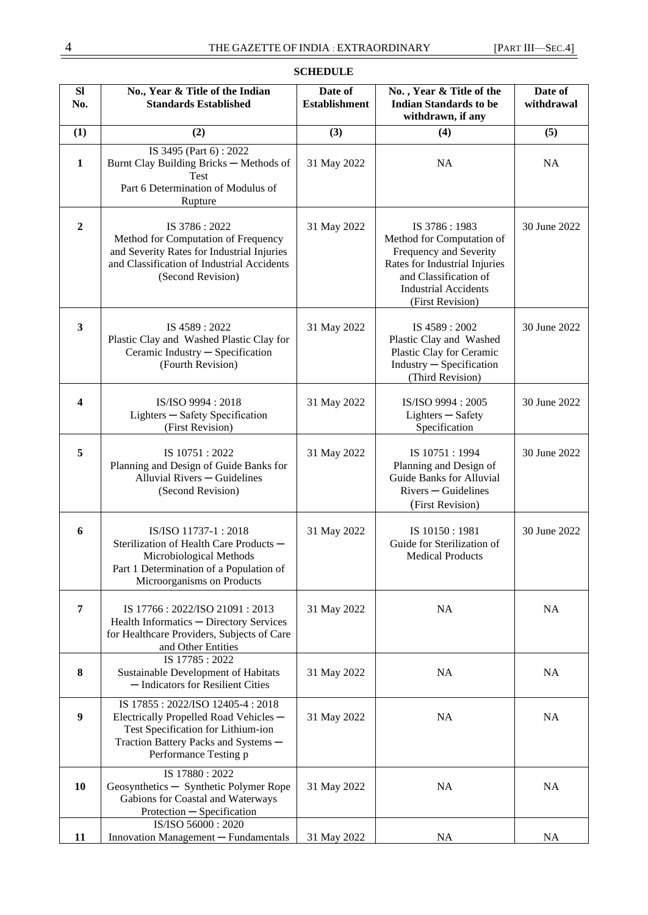**SCHEDULE**

| Sl No. | No., Year & Title of the Indian Standards Established | Date of Establishment | No. , Year & Title of the Indian Standards to be withdrawn, if any | Date of withdrawal |
|---|---|---|---|---|
| (1) | (2) | (3) | (4) | (5) |
| 1 | IS 3495 (Part 6) : 2022 Burnt Clay Building Bricks ─ Methods of Test Part 6 Determination of Modulus of Rupture | 31 May 2022 | NA | NA |
| 2 | IS 3786 : 2022 Method for Computation of Frequency and Severity Rates for Industrial Injuries and Classification of Industrial Accidents (Second Revision) | 31 May 2022 | IS 3786 : 1983 Method for Computation of Frequency and Severity Rates for Industrial Injuries and Classification of Industrial Accidents (First Revision) | 30 June 2022 |
| 3 | IS 4589 : 2022 Plastic Clay and Washed Plastic Clay for Ceramic Industry ─ Specification (Fourth Revision) | 31 May 2022 | IS 4589 : 2002 Plastic Clay and Washed Plastic Clay for Ceramic Industry ─ Specification (Third Revision) | 30 June 2022 |
| 4 | IS/ISO 9994 : 2018 Lighters ─ Safety Specification (First Revision) | 31 May 2022 | IS/ISO 9994 : 2005 Lighters ─ Safety Specification | 30 June 2022 |
| 5 | IS 10751 : 2022 Planning and Design of Guide Banks for Alluvial Rivers ─ Guidelines (Second Revision) | 31 May 2022 | IS 10751 : 1994 Planning and Design of Guide Banks for Alluvial Rivers ─ Guidelines (First Revision) | 30 June 2022 |
| 6 | IS/ISO 11737-1 : 2018 Sterilization of Health Care Products ─ Microbiological Methods Part 1 Determination of a Population of Microorganisms on Products | 31 May 2022 | IS 10150 : 1981 Guide for Sterilization of Medical Products | 30 June 2022 |
| 7 | IS 17766 : 2022/ISO 21091 : 2013 Health Informatics ─ Directory Services for Healthcare Providers, Subjects of Care and Other Entities | 31 May 2022 | NA | NA |
| 8 | IS 17785 : 2022 Sustainable Development of Habitats ─ Indicators for Resilient Cities | 31 May 2022 | NA | NA |
| 9 | IS 17855 : 2022/ISO 12405-4 : 2018 Electrically Propelled Road Vehicles ─ Test Specification for Lithium-ion Traction Battery Packs and Systems ─ Performance Testing p | 31 May 2022 | NA | NA |
| 10 | IS 17880 : 2022 Geosynthetics ─ Synthetic Polymer Rope Gabions for Coastal and Waterways Protection ─ Specification | 31 May 2022 | NA | NA |
| 11 | IS/ISO 56000 : 2020 Innovation Management ─ Fundamentals | 31 May 2022 | NA | NA |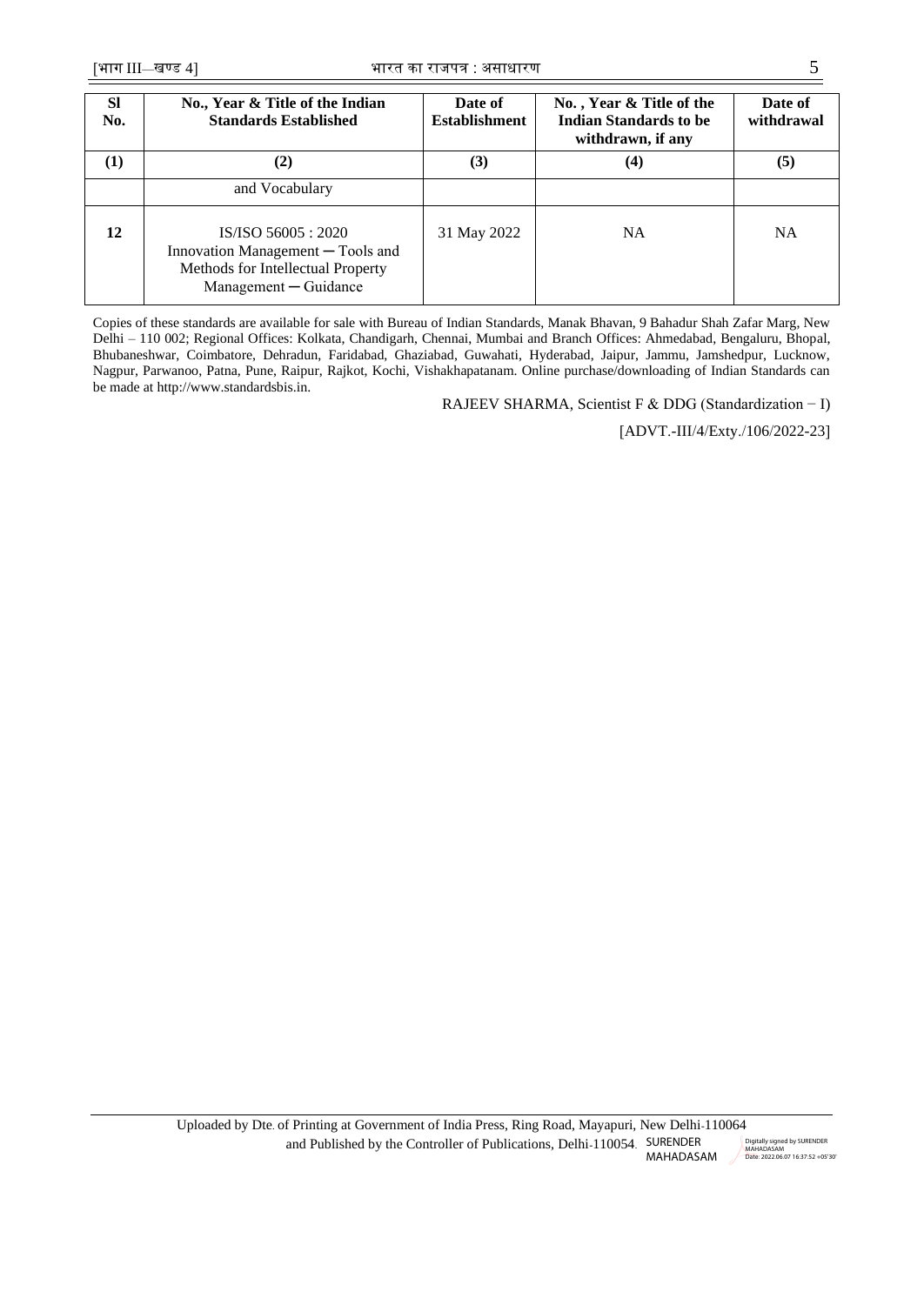| Sl No. | No., Year & Title of the Indian Standards Established | Date of Establishment | No. , Year & Title of the Indian Standards to be withdrawn, if any | Date of withdrawal |
|---|---|---|---|---|
| (1) | (2) | (3) | (4) | (5) |
| | and Vocabulary | | | |
| 12 | IS/ISO 56005 : 2020 Innovation Management ─ Tools and Methods for Intellectual Property Management ─ Guidance | 31 May 2022 | NA | NA |

Copies of these standards are available for sale with Bureau of Indian Standards, Manak Bhavan, 9 Bahadur Shah Zafar Marg, New Delhi – 110 002; Regional Offices: Kolkata, Chandigarh, Chennai, Mumbai and Branch Offices: Ahmedabad, Bengaluru, Bhopal, Bhubaneshwar, Coimbatore, Dehradun, Faridabad, Ghaziabad, Guwahati, Hyderabad, Jaipur, Jammu, Jamshedpur, Lucknow, Nagpur, Parwanoo, Patna, Pune, Raipur, Rajkot, Kochi, Vishakhapatanam. Online purchase/downloading of Indian Standards can be made at http://www.standardsbis.in.

RAJEEV SHARMA, Scientist F & DDG (Standardization − I)

[ADVT.-III/4/Exty./106/2022-23]

Uploaded by Dte. of Printing at Government of India Press, Ring Road, Mayapuri, New Delhi-110064 and Published by the Controller of Publications, Delhi-110054. SURENDER MAHADASAM

Digitally signed by SURENDER MAHADASAM
Date: 2022.06.07 16:37:52 +05'30'